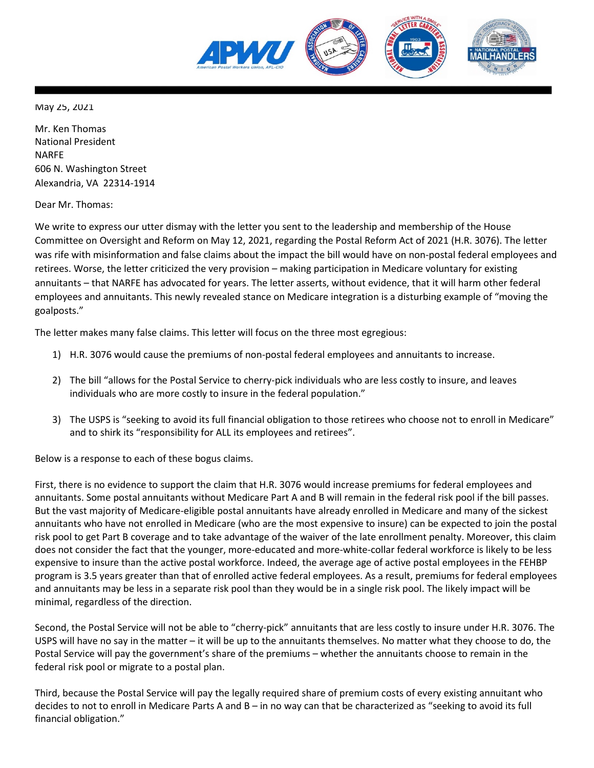May 25, 2021

Mr. Ken Thomas
National President
NARFE
606 N. Washington Street
Alexandria, VA 22314-1914

Dear Mr. Thomas:

We write to express our utter dismay with the letter you sent to the leadership and membership of the House Committee on Oversight and Reform on May 12, 2021, regarding the Postal Reform Act of 2021 (H.R. 3076). The letter was rife with misinformation and false claims about the impact the bill would have on non-postal federal employees and retirees. Worse, the letter criticized the very provision – making participation in Medicare voluntary for existing annuitants – that NARFE has advocated for years. The letter asserts, without evidence, that it will harm other federal employees and annuitants. This newly revealed stance on Medicare integration is a disturbing example of "moving the goalposts."

The letter makes many false claims. This letter will focus on the three most egregious:

1) H.R. 3076 would cause the premiums of non-postal federal employees and annuitants to increase.

2) The bill "allows for the Postal Service to cherry-pick individuals who are less costly to insure, and leaves individuals who are more costly to insure in the federal population."

3) The USPS is "seeking to avoid its full financial obligation to those retirees who choose not to enroll in Medicare" and to shirk its "responsibility for ALL its employees and retirees".

Below is a response to each of these bogus claims.

First, there is no evidence to support the claim that H.R. 3076 would increase premiums for federal employees and annuitants. Some postal annuitants without Medicare Part A and B will remain in the federal risk pool if the bill passes. But the vast majority of Medicare-eligible postal annuitants have already enrolled in Medicare and many of the sickest annuitants who have not enrolled in Medicare (who are the most expensive to insure) can be expected to join the postal risk pool to get Part B coverage and to take advantage of the waiver of the late enrollment penalty. Moreover, this claim does not consider the fact that the younger, more-educated and more-white-collar federal workforce is likely to be less expensive to insure than the active postal workforce. Indeed, the average age of active postal employees in the FEHBP program is 3.5 years greater than that of enrolled active federal employees. As a result, premiums for federal employees and annuitants may be less in a separate risk pool than they would be in a single risk pool. The likely impact will be minimal, regardless of the direction.

Second, the Postal Service will not be able to "cherry-pick" annuitants that are less costly to insure under H.R. 3076. The USPS will have no say in the matter – it will be up to the annuitants themselves. No matter what they choose to do, the Postal Service will pay the government's share of the premiums – whether the annuitants choose to remain in the federal risk pool or migrate to a postal plan.

Third, because the Postal Service will pay the legally required share of premium costs of every existing annuitant who decides to not to enroll in Medicare Parts A and B – in no way can that be characterized as "seeking to avoid its full financial obligation."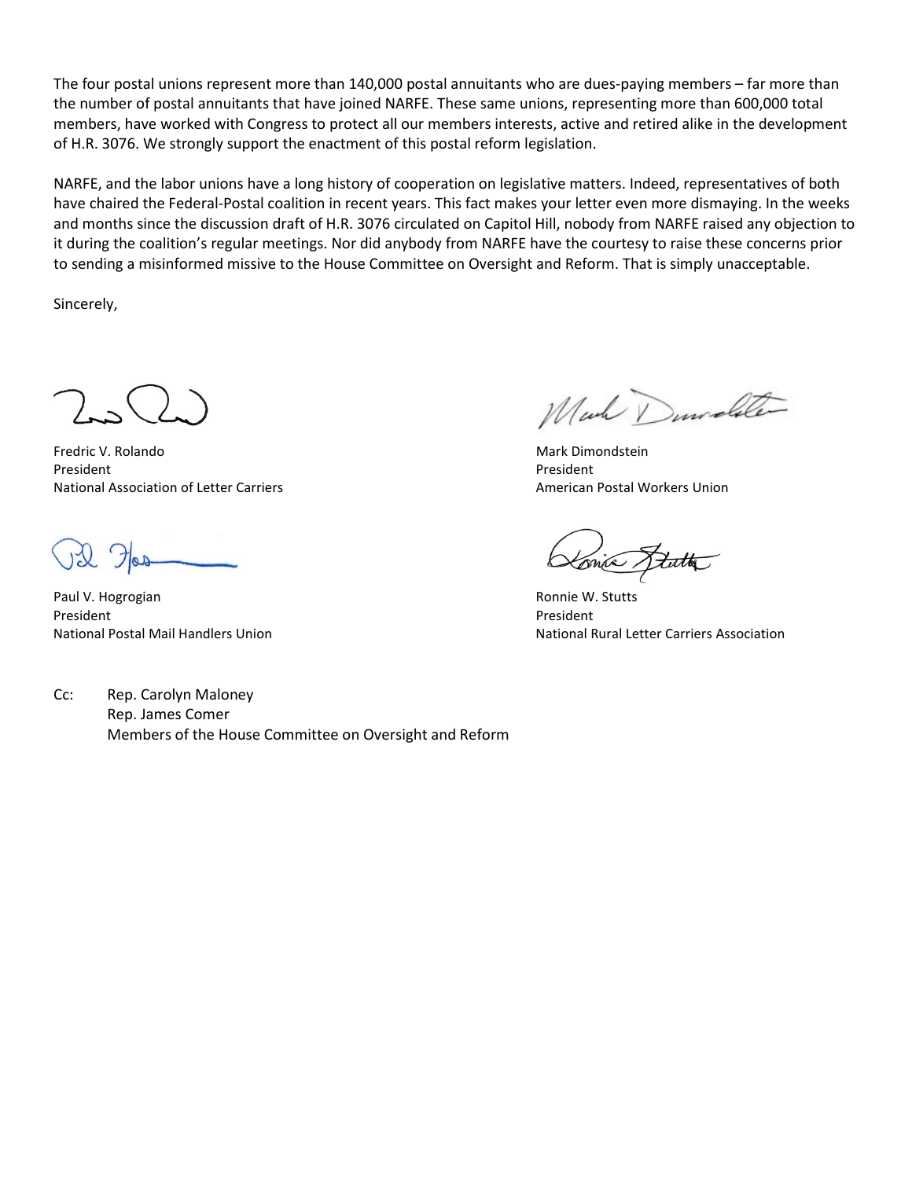The four postal unions represent more than 140,000 postal annuitants who are dues-paying members – far more than the number of postal annuitants that have joined NARFE. These same unions, representing more than 600,000 total members, have worked with Congress to protect all our members interests, active and retired alike in the development of H.R. 3076. We strongly support the enactment of this postal reform legislation.

NARFE, and the labor unions have a long history of cooperation on legislative matters. Indeed, representatives of both have chaired the Federal-Postal coalition in recent years. This fact makes your letter even more dismaying. In the weeks and months since the discussion draft of H.R. 3076 circulated on Capitol Hill, nobody from NARFE raised any objection to it during the coalition's regular meetings. Nor did anybody from NARFE have the courtesy to raise these concerns prior to sending a misinformed missive to the House Committee on Oversight and Reform. That is simply unacceptable.

Sincerely,

Fredric V. Rolando
President
National Association of Letter Carriers

Mark Dimondstein
President
American Postal Workers Union

Paul V. Hogrogian
President
National Postal Mail Handlers Union

Ronnie W. Stutts
President
National Rural Letter Carriers Association

Cc: Rep. Carolyn Maloney
Rep. James Comer
Members of the House Committee on Oversight and Reform